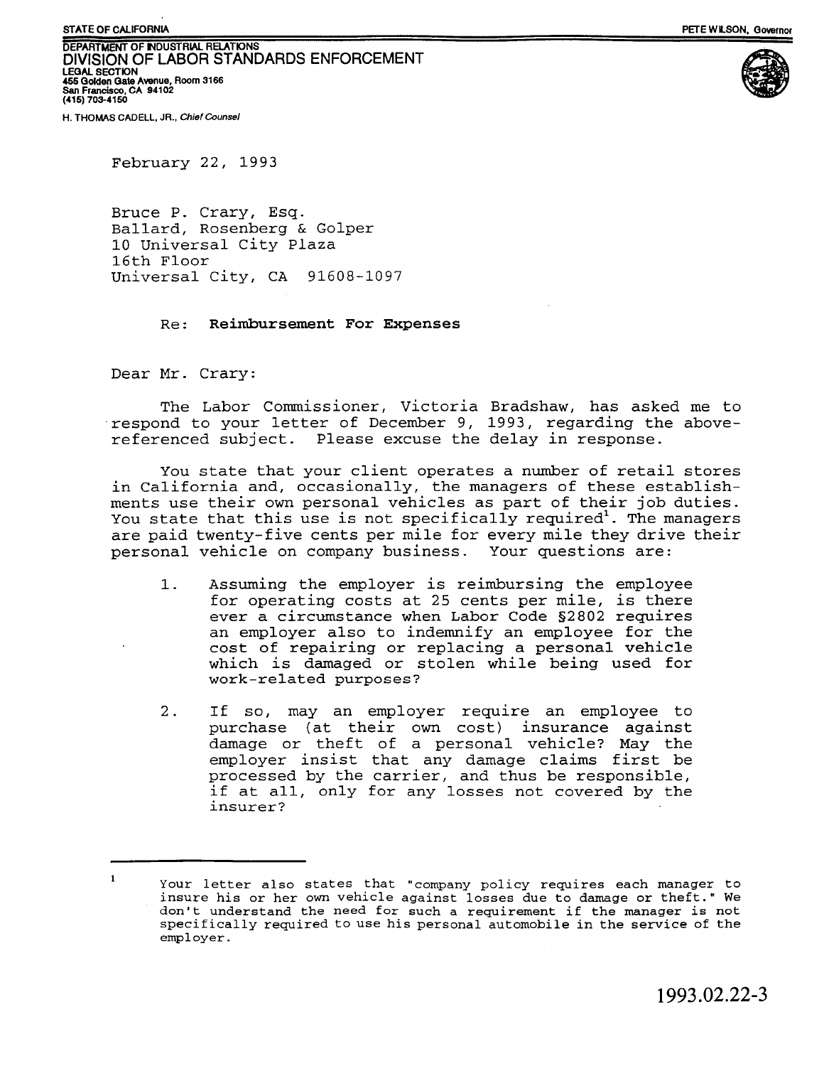STATE OF CALIFORNIA PETE WILSON, Governor

DEPARTMENT OF INDUSTRIAL RELATIONS
DIVISION OF LABOR STANDARDS ENFORCEMENT
LEGAL SECTION
455 Golden Gate Avenue, Room 3166
San Francisco, CA 94102
(415) 703-4150

H. THOMAS CADELL, JR., *Chief Counsel*

February 22, 1993

Bruce P. Crary, Esq.
Ballard, Rosenberg & Golper
10 Universal City Plaza
16th Floor
Universal City, CA 91608-1097

Re: **Reimbursement For Expenses**

Dear Mr. Crary:

The Labor Commissioner, Victoria Bradshaw, has asked me to respond to your letter of December 9, 1993, regarding the above-referenced subject. Please excuse the delay in response.

You state that your client operates a number of retail stores in California and, occasionally, the managers of these establishments use their own personal vehicles as part of their job duties. You state that this use is not specifically required[1]. The managers are paid twenty-five cents per mile for every mile they drive their personal vehicle on company business. Your questions are:

1. Assuming the employer is reimbursing the employee for operating costs at 25 cents per mile, is there ever a circumstance when Labor Code §2802 requires an employer also to indemnify an employee for the cost of repairing or replacing a personal vehicle which is damaged or stolen while being used for work-related purposes?

2. If so, may an employer require an employee to purchase (at their own cost) insurance against damage or theft of a personal vehicle? May the employer insist that any damage claims first be processed by the carrier, and thus be responsible, if at all, only for any losses not covered by the insurer?

---

[1] Your letter also states that "company policy requires each manager to insure his or her own vehicle against losses due to damage or theft." We don't understand the need for such a requirement if the manager is not specifically required to use his personal automobile in the service of the employer.

1993.02.22-3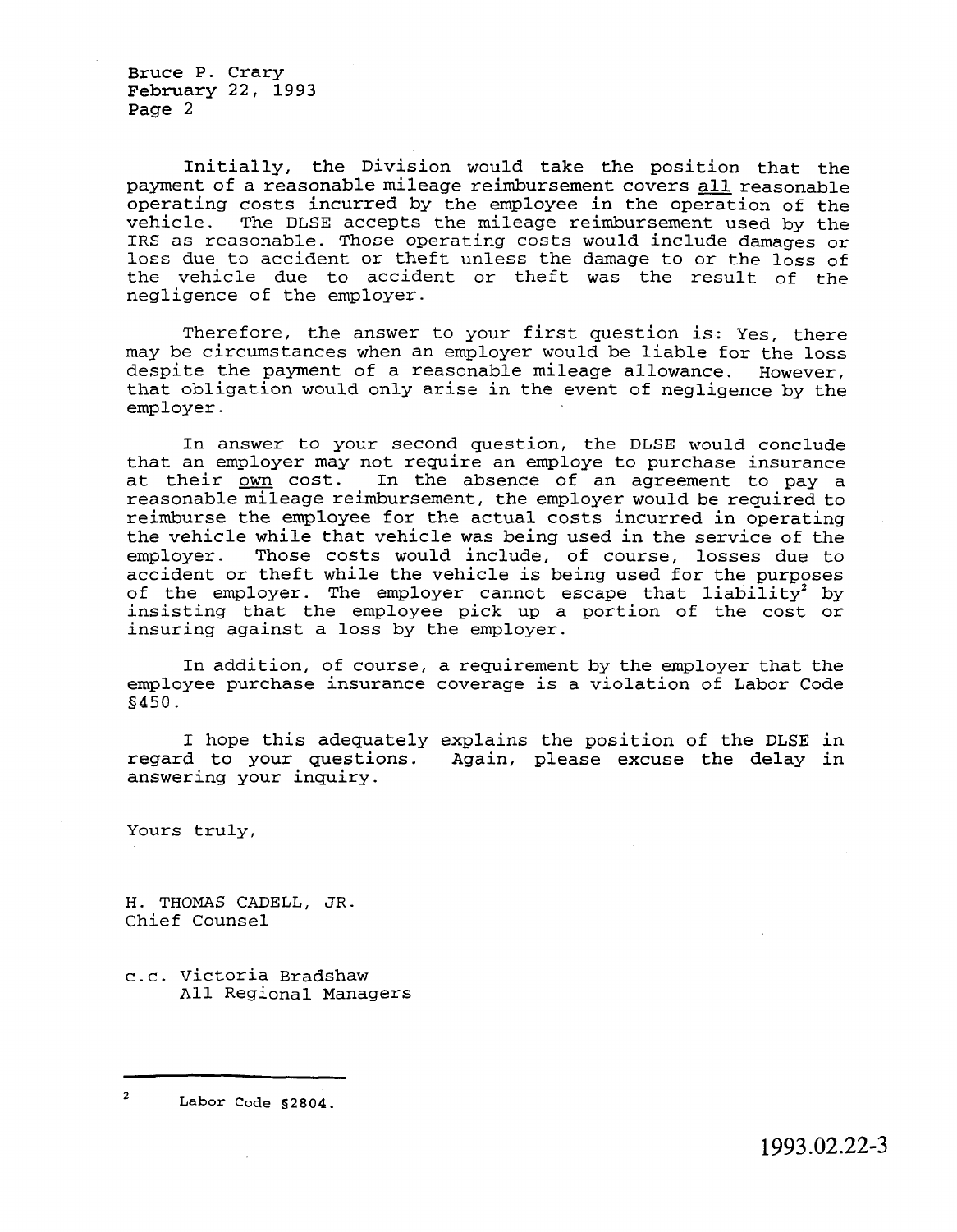Initially, the Division would take the position that the payment of a reasonable mileage reimbursement covers all reasonable operating costs incurred by the employee in the operation of the vehicle. The DLSE accepts the mileage reimbursement used by the IRS as reasonable. Those operating costs would include damages or loss due to accident or theft unless the damage to or the loss of the vehicle due to accident or theft was the result of the negligence of the employer.

Therefore, the answer to your first question is: Yes, there may be circumstances when an employer would be liable for the loss despite the payment of a reasonable mileage allowance. However, that obligation would only arise in the event of negligence by the employer.

In answer to your second question, the DLSE would conclude that an employer may not require an employe to purchase insurance at their own cost. In the absence of an agreement to pay a reasonable mileage reimbursement, the employer would be required to reimburse the employee for the actual costs incurred in operating the vehicle while that vehicle was being used in the service of the employer. Those costs would include, of course, losses due to accident or theft while the vehicle is being used for the purposes of the employer. The employer cannot escape that liability[2] by insisting that the employee pick up a portion of the cost or insuring against a loss by the employer.

In addition, of course, a requirement by the employer that the employee purchase insurance coverage is a violation of Labor Code §450.

I hope this adequately explains the position of the DLSE in regard to your questions. Again, please excuse the delay in answering your inquiry.

Yours truly,

H. THOMAS CADELL, JR.
Chief Counsel

c.c. Victoria Bradshaw
All Regional Managers

---

[2] Labor Code §2804.

1993.02.22-3